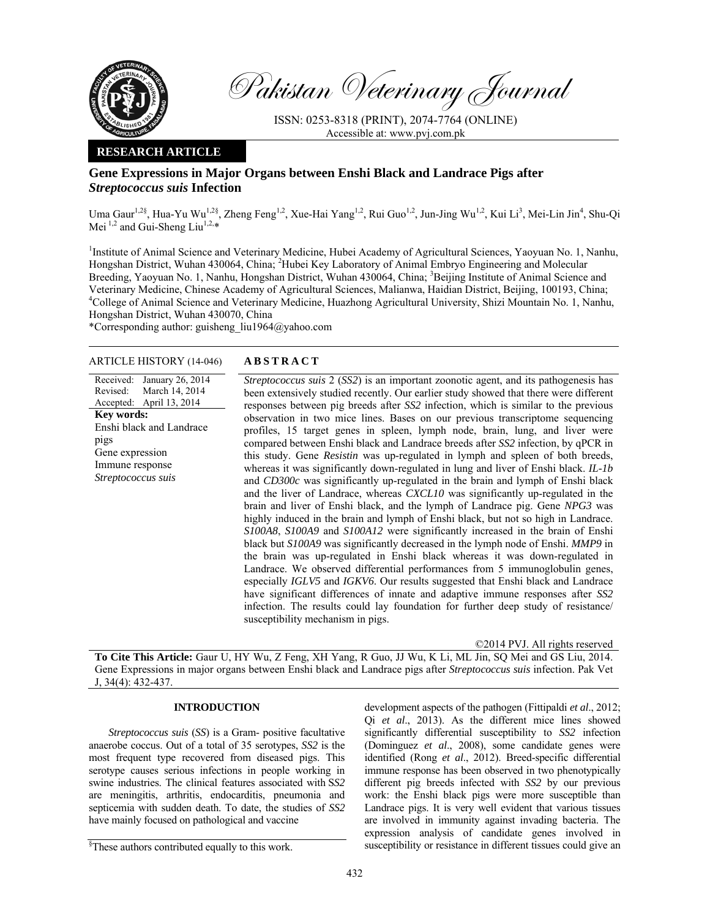Pakistan Veterinary Journal

ISSN: 0253-8318 (PRINT), 2074-7764 (ONLINE)
Accessible at: www.pvj.com.pk

**RESEARCH ARTICLE**

# Gene Expressions in Major Organs between Enshi Black and Landrace Pigs after *Streptococcus suis* Infection

Uma Gaur[1,2§], Hua-Yu Wu[1,2§], Zheng Feng[1,2], Xue-Hai Yang[1,2], Rui Guo[1,2], Jun-Jing Wu[1,2], Kui Li[3], Mei-Lin Jin[4], Shu-Qi Mei[1,2] and Gui-Sheng Liu[1,2,*]

[1]Institute of Animal Science and Veterinary Medicine, Hubei Academy of Agricultural Sciences, Yaoyuan No. 1, Nanhu, Hongshan District, Wuhan 430064, China; [2]Hubei Key Laboratory of Animal Embryo Engineering and Molecular Breeding, Yaoyuan No. 1, Nanhu, Hongshan District, Wuhan 430064, China; [3]Beijing Institute of Animal Science and Veterinary Medicine, Chinese Academy of Agricultural Sciences, Malianwa, Haidian District, Beijing, 100193, China; [4]College of Animal Science and Veterinary Medicine, Huazhong Agricultural University, Shizi Mountain No. 1, Nanhu, Hongshan District, Wuhan 430070, China

*Corresponding author: guisheng_liu1964@yahoo.com

**ARTICLE HISTORY** (14-046)

Received: January 26, 2014
Revised: March 14, 2014
Accepted: April 13, 2014

**Key words:**
Enshi black and Landrace pigs
Gene expression
Immune response
*Streptococcus suis*

## ABSTRACT

*Streptococcus suis* 2 (*SS2*) is an important zoonotic agent, and its pathogenesis has been extensively studied recently. Our earlier study showed that there were different responses between pig breeds after *SS2* infection, which is similar to the previous observation in two mice lines. Bases on our previous transcriptome sequencing profiles, 15 target genes in spleen, lymph node, brain, lung, and liver were compared between Enshi black and Landrace breeds after *SS2* infection, by qPCR in this study. Gene *Resistin* was up-regulated in lymph and spleen of both breeds, whereas it was significantly down-regulated in lung and liver of Enshi black. *IL-1b* and *CD300c* was significantly up-regulated in the brain and lymph of Enshi black and the liver of Landrace, whereas *CXCL10* was significantly up-regulated in the brain and liver of Enshi black, and the lymph of Landrace pig. Gene *NPG3* was highly induced in the brain and lymph of Enshi black, but not so high in Landrace. *S100A8*, *S100A9* and *S100A12* were significantly increased in the brain of Enshi black but *S100A9* was significantly decreased in the lymph node of Enshi. *MMP9* in the brain was up-regulated in Enshi black whereas it was down-regulated in Landrace. We observed differential performances from 5 immunoglobulin genes, especially *IGLV5* and *IGKV6*. Our results suggested that Enshi black and Landrace have significant differences of innate and adaptive immune responses after *SS2* infection. The results could lay foundation for further deep study of resistance/ susceptibility mechanism in pigs.

©2014 PVJ. All rights reserved

**To Cite This Article:** Gaur U, HY Wu, Z Feng, XH Yang, R Guo, JJ Wu, K Li, ML Jin, SQ Mei and GS Liu, 2014. Gene Expressions in major organs between Enshi black and Landrace pigs after *Streptococcus suis* infection. Pak Vet J, 34(4): 432-437.

## INTRODUCTION

*Streptococcus suis* (*SS*) is a Gram- positive facultative anaerobe coccus. Out of a total of 35 serotypes, *SS2* is the most frequent type recovered from diseased pigs. This serotype causes serious infections in people working in swine industries. The clinical features associated with S*S2* are meningitis, arthritis, endocarditis, pneumonia and septicemia with sudden death. To date, the studies of *SS2* have mainly focused on pathological and vaccine development aspects of the pathogen (Fittipaldi *et al*., 2012; Qi *et al*., 2013). As the different mice lines showed significantly differential susceptibility to *SS2* infection (Dominguez *et al*., 2008), some candidate genes were identified (Rong *et al*., 2012). Breed-specific differential immune response has been observed in two phenotypically different pig breeds infected with *SS2* by our previous work: the Enshi black pigs were more susceptible than Landrace pigs. It is very well evident that various tissues are involved in immunity against invading bacteria. The expression analysis of candidate genes involved in susceptibility or resistance in different tissues could give an

§These authors contributed equally to this work.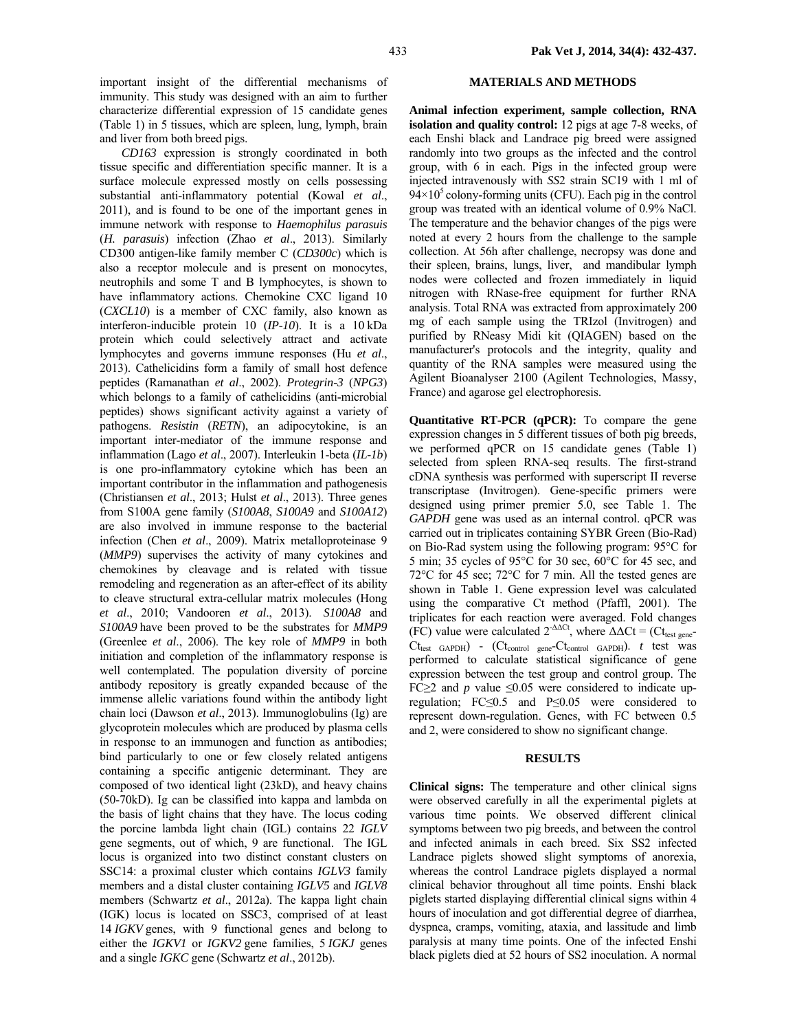important insight of the differential mechanisms of immunity. This study was designed with an aim to further characterize differential expression of 15 candidate genes (Table 1) in 5 tissues, which are spleen, lung, lymph, brain and liver from both breed pigs.

*CD163* expression is strongly coordinated in both tissue specific and differentiation specific manner. It is a surface molecule expressed mostly on cells possessing substantial anti-inflammatory potential (Kowal *et al*., 2011), and is found to be one of the important genes in immune network with response to *Haemophilus parasuis* (*H. parasuis*) infection (Zhao *et al*., 2013). Similarly CD300 antigen-like family member C (*CD300c*) which is also a receptor molecule and is present on monocytes, neutrophils and some T and B lymphocytes, is shown to have inflammatory actions. Chemokine CXC ligand 10 (*CXCL10*) is a member of CXC family, also known as interferon-inducible protein 10 (*IP-10*). It is a 10 kDa protein which could selectively attract and activate lymphocytes and governs immune responses (Hu *et al*., 2013). Cathelicidins form a family of small host defence peptides (Ramanathan *et al*., 2002). *Protegrin-3* (*NPG3*) which belongs to a family of cathelicidins (anti-microbial peptides) shows significant activity against a variety of pathogens. *Resistin* (*RETN*), an adipocytokine, is an important inter-mediator of the immune response and inflammation (Lago *et al*., 2007). Interleukin 1-beta (*IL-1b*) is one pro-inflammatory cytokine which has been an important contributor in the inflammation and pathogenesis (Christiansen *et al*., 2013; Hulst *et al*., 2013). Three genes from S100A gene family (*S100A8*, *S100A9* and *S100A12*) are also involved in immune response to the bacterial infection (Chen *et al*., 2009). Matrix metalloproteinase 9 (*MMP9*) supervises the activity of many cytokines and chemokines by cleavage and is related with tissue remodeling and regeneration as an after-effect of its ability to cleave structural extra-cellular matrix molecules (Hong *et al*., 2010; Vandooren *et al*., 2013). *S100A8* and *S100A9* have been proved to be the substrates for *MMP9* (Greenlee *et al*., 2006). The key role of *MMP9* in both initiation and completion of the inflammatory response is well contemplated. The population diversity of porcine antibody repository is greatly expanded because of the immense allelic variations found within the antibody light chain loci (Dawson *et al*., 2013). Immunoglobulins (Ig) are glycoprotein molecules which are produced by plasma cells in response to an immunogen and function as antibodies; bind particularly to one or few closely related antigens containing a specific antigenic determinant. They are composed of two identical light (23kD), and heavy chains (50-70kD). Ig can be classified into kappa and lambda on the basis of light chains that they have. The locus coding the porcine lambda light chain (IGL) contains 22 *IGLV* gene segments, out of which, 9 are functional. The IGL locus is organized into two distinct constant clusters on SSC14: a proximal cluster which contains *IGLV3* family members and a distal cluster containing *IGLV5* and *IGLV8* members (Schwartz *et al*., 2012a). The kappa light chain (IGK) locus is located on SSC3, comprised of at least 14 *IGKV* genes, with 9 functional genes and belong to either the *IGKV1* or *IGKV2* gene families, 5 *IGKJ* genes and a single *IGKC* gene (Schwartz *et al*., 2012b).

## MATERIALS AND METHODS

**Animal infection experiment, sample collection, RNA isolation and quality control:** 12 pigs at age 7-8 weeks, of each Enshi black and Landrace pig breed were assigned randomly into two groups as the infected and the control group, with 6 in each. Pigs in the infected group were injected intravenously with *SS*2 strain SC19 with 1 ml of $94\times10^5$ colony-forming units (CFU). Each pig in the control group was treated with an identical volume of 0.9% NaCl. The temperature and the behavior changes of the pigs were noted at every 2 hours from the challenge to the sample collection. At 56h after challenge, necropsy was done and their spleen, brains, lungs, liver, and mandibular lymph nodes were collected and frozen immediately in liquid nitrogen with RNase-free equipment for further RNA analysis. Total RNA was extracted from approximately 200 mg of each sample using the TRIzol (Invitrogen) and purified by RNeasy Midi kit (QIAGEN) based on the manufacturer's protocols and the integrity, quality and quantity of the RNA samples were measured using the Agilent Bioanalyser 2100 (Agilent Technologies, Massy, France) and agarose gel electrophoresis.

**Quantitative RT-PCR (qPCR):** To compare the gene expression changes in 5 different tissues of both pig breeds, we performed qPCR on 15 candidate genes (Table 1) selected from spleen RNA-seq results. The first-strand cDNA synthesis was performed with superscript II reverse transcriptase (Invitrogen). Gene-specific primers were designed using primer premier 5.0, see Table 1. The *GAPDH* gene was used as an internal control. qPCR was carried out in triplicates containing SYBR Green (Bio-Rad) on Bio-Rad system using the following program: 95°C for 5 min; 35 cycles of 95°C for 30 sec, 60°C for 45 sec, and 72°C for 45 sec; 72°C for 7 min. All the tested genes are shown in Table 1. Gene expression level was calculated using the comparative Ct method (Pfaffl, 2001). The triplicates for each reaction were averaged. Fold changes (FC) value were calculated $2^{-\Delta\Delta Ct}$, where $\Delta\Delta Ct = (Ct_{test\ gene}-Ct_{test\ GAPDH}) - (Ct_{control\ gene}-Ct_{control\ GAPDH})$. *t* test was performed to calculate statistical significance of gene expression between the test group and control group. The FC≥2 and *p* value ≤0.05 were considered to indicate up-regulation; FC≤0.5 and P≤0.05 were considered to represent down-regulation. Genes, with FC between 0.5 and 2, were considered to show no significant change.

## RESULTS

**Clinical signs:** The temperature and other clinical signs were observed carefully in all the experimental piglets at various time points. We observed different clinical symptoms between two pig breeds, and between the control and infected animals in each breed. Six SS2 infected Landrace piglets showed slight symptoms of anorexia, whereas the control Landrace piglets displayed a normal clinical behavior throughout all time points. Enshi black piglets started displaying differential clinical signs within 4 hours of inoculation and got differential degree of diarrhea, dyspnea, cramps, vomiting, ataxia, and lassitude and limb paralysis at many time points. One of the infected Enshi black piglets died at 52 hours of SS2 inoculation. A normal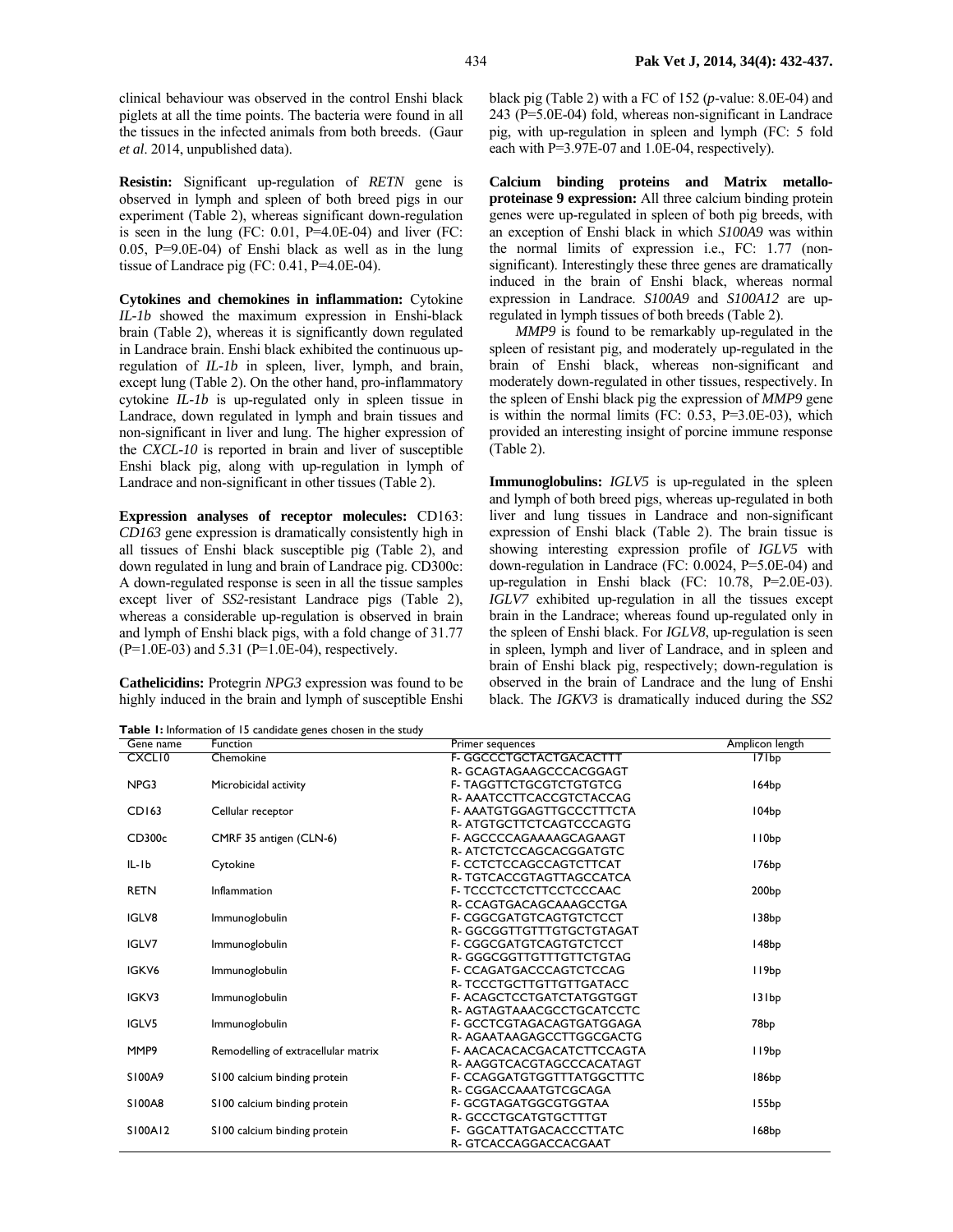clinical behaviour was observed in the control Enshi black piglets at all the time points. The bacteria were found in all the tissues in the infected animals from both breeds. (Gaur *et al*. 2014, unpublished data).

**Resistin:** Significant up-regulation of *RETN* gene is observed in lymph and spleen of both breed pigs in our experiment (Table 2), whereas significant down-regulation is seen in the lung (FC: 0.01, P=4.0E-04) and liver (FC: 0.05, P=9.0E-04) of Enshi black as well as in the lung tissue of Landrace pig (FC: 0.41, P=4.0E-04).

**Cytokines and chemokines in inflammation:** Cytokine *IL-1b* showed the maximum expression in Enshi-black brain (Table 2), whereas it is significantly down regulated in Landrace brain. Enshi black exhibited the continuous up-regulation of *IL-1b* in spleen, liver, lymph, and brain, except lung (Table 2). On the other hand, pro-inflammatory cytokine *IL-1b* is up-regulated only in spleen tissue in Landrace, down regulated in lymph and brain tissues and non-significant in liver and lung. The higher expression of the *CXCL-10* is reported in brain and liver of susceptible Enshi black pig, along with up-regulation in lymph of Landrace and non-significant in other tissues (Table 2).

**Expression analyses of receptor molecules:** CD163: *CD163* gene expression is dramatically consistently high in all tissues of Enshi black susceptible pig (Table 2), and down regulated in lung and brain of Landrace pig. CD300c: A down-regulated response is seen in all the tissue samples except liver of *SS2*-resistant Landrace pigs (Table 2), whereas a considerable up-regulation is observed in brain and lymph of Enshi black pigs, with a fold change of 31.77 (P=1.0E-03) and 5.31 (P=1.0E-04), respectively.

**Cathelicidins:** Protegrin *NPG3* expression was found to be highly induced in the brain and lymph of susceptible Enshi black pig (Table 2) with a FC of 152 (*p*-value: 8.0E-04) and 243 (P=5.0E-04) fold, whereas non-significant in Landrace pig, with up-regulation in spleen and lymph (FC: 5 fold each with P=3.97E-07 and 1.0E-04, respectively).

**Calcium binding proteins and Matrix metallo-proteinase 9 expression:** All three calcium binding protein genes were up-regulated in spleen of both pig breeds, with an exception of Enshi black in which *S100A9* was within the normal limits of expression i.e., FC: 1.77 (non-significant). Interestingly these three genes are dramatically induced in the brain of Enshi black, whereas normal expression in Landrace. *S100A9* and *S100A12* are up-regulated in lymph tissues of both breeds (Table 2).

*MMP9* is found to be remarkably up-regulated in the spleen of resistant pig, and moderately up-regulated in the brain of Enshi black, whereas non-significant and moderately down-regulated in other tissues, respectively. In the spleen of Enshi black pig the expression of *MMP9* gene is within the normal limits (FC: 0.53, P=3.0E-03), which provided an interesting insight of porcine immune response (Table 2).

**Immunoglobulins:** *IGLV5* is up-regulated in the spleen and lymph of both breed pigs, whereas up-regulated in both liver and lung tissues in Landrace and non-significant expression of Enshi black (Table 2). The brain tissue is showing interesting expression profile of *IGLV5* with down-regulation in Landrace (FC: 0.0024, P=5.0E-04) and up-regulation in Enshi black (FC: 10.78, P=2.0E-03). *IGLV7* exhibited up-regulation in all the tissues except brain in the Landrace; whereas found up-regulated only in the spleen of Enshi black. For *IGLV8*, up-regulation is seen in spleen, lymph and liver of Landrace, and in spleen and brain of Enshi black pig, respectively; down-regulation is observed in the brain of Landrace and the lung of Enshi black. The *IGKV3* is dramatically induced during the *SS2*

**Table 1:** Information of 15 candidate genes chosen in the study

| Gene name | Function | Primer sequences | Amplicon length |
|---|---|---|---|
| CXCL10 | Chemokine | F- GGCCCTGCTACTGACACTTT<br>R- GCAGTAGAAGCCCACGGAGT | 171bp |
| NPG3 | Microbicidal activity | F- TAGGTTCTGCGTCTGTGTCG<br>R- AAATCCTTCACCGTCTACCAG | 164bp |
| CD163 | Cellular receptor | F- AAATGTGGAGTTGCCCTTTCTA<br>R- ATGTGCTTCTCAGTCCCAGTG | 104bp |
| CD300c | CMRF 35 antigen (CLN-6) | F- AGCCCCAGAAAAGCAGAAGT<br>R- ATCTCTCCAGCACGGATGTC | 110bp |
| IL-1b | Cytokine | F- CCTCTCCAGCCAGTCTTCAT<br>R- TGTCACCGTAGTTAGCCATCA | 176bp |
| RETN | Inflammation | F- TCCCTCCTCTTCCTCCCAAC<br>R- CCAGTGACAGCAAAGCCTGA | 200bp |
| IGLV8 | Immunoglobulin | F- CGGCGATGTCAGTGTCTCCT<br>R- GGCGGTTGTTTGTGCTGTAGAT | 138bp |
| IGLV7 | Immunoglobulin | F- CGGCGATGTCAGTGTCTCCT<br>R- GGGCGGTTGTTTGTTCTGTAG | 148bp |
| IGKV6 | Immunoglobulin | F- CCAGATGACCCAGTCTCCAG<br>R- TCCCTGCTTGTTGTTGATACC | 119bp |
| IGKV3 | Immunoglobulin | F- ACAGCTCCTGATCTATGGTGGT<br>R- AGTAGTAAACGCCTGCATCCTC | 131bp |
| IGLV5 | Immunoglobulin | F- GCCTCGTAGACAGTGATGGAGA<br>R- AGAATAAGAGCCTTGGCGACTG | 78bp |
| MMP9 | Remodelling of extracellular matrix | F- AACACACACGACATCTTCCAGTA<br>R- AAGGTCACGTAGCCCACATAGT | 119bp |
| S100A9 | S100 calcium binding protein | F- CCAGGATGTGGTTTATGGCTTTC<br>R- CGGACCAAATGTCGCAGA | 186bp |
| S100A8 | S100 calcium binding protein | F- GCGTAGATGGCGTGGTAA<br>R- GCCCTGCATGTGCTTTGT | 155bp |
| S100A12 | S100 calcium binding protein | F- GGCATTATGACACCCTTATC<br>R- GTCACCAGGACCACGAAT | 168bp |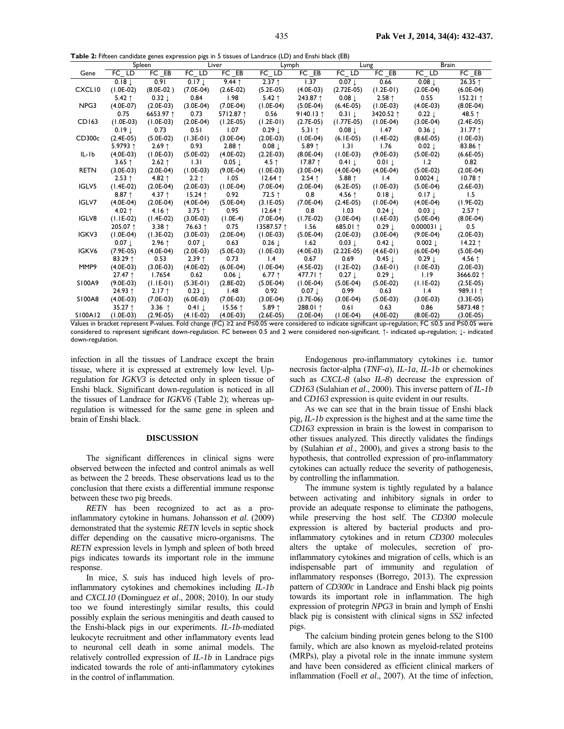**Table 2:** Fifteen candidate genes expression pigs in 5 tissues of Landrace (LD) and Enshi black (EB)

| Gene | Spleen | | Liver | | Lymph | | Lung | | Brain | |
|---|---|---|---|---|---|---|---|---|---|---|
| | FC_LD | FC_EB | FC_LD | FC_EB | FC_LD | FC_EB | FC_LD | FC_EB | FC_LD | FC_EB |
| CXCL10 | 0.18 ↓ (1.0E-02) | 0.91 (8.0E-02 ) | 0.17 ↓ (7.0E-04) | 9.44 ↑ (2.6E-02) | 2.37 ↑ (5.2E-05) | 1.37 (4.0E-03) | 0.07 ↓ (2.72E-05) | 0.66 (1.2E-01) | 0.08 ↓ (2.0E-04) | 26.35 ↑ (6.0E-04) |
| NPG3 | 5.42 ↑ (4.0E-07) | 0.32 ↓ (2.0E-03) | 0.84 (3.0E-04) | 1.98 (7.0E-04) | 5.42 ↑ (1.0E-04) | 243.87 ↑ (5.0E-04) | 0.08 ↓ (6.4E-05) | 2.58 ↑ (1.0E-03) | 0.55 (4.0E-03) | 152.21 ↑ (8.0E-04) |
| CD163 | 0.75 (1.0E-03) | 6653.97 ↑ (1.0E-03) | 0.73 (2.0E-04) | 5712.87 ↑ (1.2E-05) | 0.56 (1.2E-01) | 9140.13 ↑ (2.7E-05) | 0.31 ↓ (1.77E-05) | 3420.52 ↑ (1.0E-04) | 0.22 ↓ (3.0E-04) | 48.5 ↑ (2.4E-05) |
| CD300c | 0.19 ↓ (2.4E-05) | 0.73 (5.0E-02) | 0.51 (1.3E-01) | 1.07 (3.0E-04) | 0.29 ↓ (2.0E-03) | 5.31 ↑ (1.0E-04) | 0.08 ↓ (6.1E-05) | 1.47 (1.4E-02) | 0.36 ↓ (8.6E-05) | 31.77 ↑ (1.0E-03) |
| IL-1b | 5.9793 ↑ (4.0E-03) | 2.69 ↑ (1.0E-03) | 0.93 (5.0E-02) | 2.88 ↑ (4.0E-02) | 0.08 ↓ (2.2E-03) | 5.89 ↑ (8.0E-04) | 1.31 (1.0E-03) | 1.76 (9.0E-03) | 0.02 ↓ (5.0E-02) | 83.86 ↑ (6.6E-05) |
| RETN | 3.65 ↑ (3.0E-03) | 2.62 ↑ (2.0E-04) | 1.31 (1.0E-03) | 0.05 ↓ (9.0E-04) | 4.5 ↑ (1.0E-03) | 17.87 ↑ (3.0E-04) | 0.41 ↓ (4.0E-04) | 0.01 ↓ (4.0E-04) | 1.2 (5.0E-02) | 0.82 (2.0E-04) |
| IGLV5 | 2.53 ↑ (1.4E-02) | 4.82 ↑ (2.0E-04) | 2.2 ↑ (2.0E-03) | 1.05 (1.0E-04) | 12.64 ↑ (7.0E-04) | 2.54 ↑ (2.0E-04) | 5.88 ↑ (6.2E-05) | 1.4 (1.0E-03) | 0.0024 ↓ (5.0E-04) | 10.78 ↑ (2.6E-03) |
| IGLV7 | 8.87 ↑ (4.0E-02) | 4.37 ↑ (2.0E-04) | 15.24 ↑ (4.0E-04) | 0.92 (5.0E-04) | 72.5 ↑ (3.1E-05) | 0.8 (7.0E-04) | 4.56 ↑ (2.4E-05) | 0.18 ↓ (1.0E-04) | 0.17 ↓ (4.0E-04) | 1.5 (1.9E-02) |
| IGLV8 | 4.02 ↑ (1.1E-02) | 4.16 ↑ (1.4E-02) | 3.75 ↑ (3.0E-03) | 0.95 (1.0E-4) | 12.64 ↑ (7.0E-04) | 0.8 (1.7E-02) | 1.03 (3.0E-04) | 0.24 ↓ (1.6E-03) | 0.03 ↓ (5.0E-04) | 2.57 ↑ (8.0E-04) |
| IGKV3 | 205.07 ↑ (1.0E-04) | 3.38 ↑ (1.3E-02) | 76.63 ↑ (3.0E-03) | 0.75 (2.0E-04) | 13587.57 ↑ (1.0E-03) | 1.56 (5.0E-04) | 685.01 ↑ (2.0E-03) | 0.29 ↓ (3.0E-04) | 0.000031 ↓ (9.0E-04) | 0.5 (2.0E-03) |
| IGKV6 | 0.07 ↓ (7.9E-05) | 2.96 ↑ (4.0E-04) | 0.07 ↓ (2.0E-03) | 0.63 (5.0E-03) | 0.26 ↓ (1.0E-03) | 1.62 (4.0E-03) | 0.03 ↓ (2.22E-05) | 0.42 ↓ (4.6E-01) | 0.002 ↓ (6.0E-04) | 14.22 ↑ (5.0E-04) |
| MMP9 | 83.29 ↑ (4.0E-03) | 0.53 (3.0E-03) | 2.39 ↑ (4.0E-02) | 0.73 (6.0E-04) | 1.4 (1.0E-04) | 0.67 (4.5E-02) | 0.69 (1.2E-02) | 0.45 ↓ (3.6E-01) | 0.29 ↓ (1.0E-03) | 4.56 ↑ (2.0E-03) |
| S100A9 | 27.47 ↑ (9.0E-03) | 1.7654 (1.1E-01) | 0.62 (5.3E-01) | 0.06 ↓ (2.8E-02) | 6.77 ↑ (5.0E-04) | 477.71 ↑ (1.0E-04) | 0.27 ↓ (5.0E-04) | 0.29 ↓ (5.0E-02) | 1.19 (1.1E-02) | 3666.02 ↑ (2.5E-05) |
| S100A8 | 24.93 ↑ (4.0E-03) | 2.17 ↑ (7.0E-03) | 0.23 ↓ (6.0E-03) | 1.48 (7.0E-03) | 0.92 (3.0E-04) | 0.07 ↓ (3.7E-06) | 0.99 (3.0E-04) | 0.63 (5.0E-03) | 1.4 (3.0E-03) | 989.11 ↑ (3.3E-05) |
| S100A12 | 35.27 ↑ (1.0E-03) | 3.36 ↑ (2.9E-05) | 0.41 ↓ (4.1E-02) | 15.56 ↑ (4.0E-03) | 5.89 ↑ (2.6E-05) | 288.01 ↑ (2.0E-04) | 0.61 (1.0E-04) | 0.63 (4.0E-02) | 0.86 (8.0E-02) | 5873.48 ↑ (3.0E-05) |

Values in bracket represent P-values. Fold change (FC) ≥2 and P≤0.05 were considered to indicate significant up-regulation; FC ≤0.5 and P≤0.05 were considered to represent significant down-regulation. FC between 0.5 and 2 were considered non-significant. ↑- indicated up-regulation; ↓- indicated down-regulation.

infection in all the tissues of Landrace except the brain tissue, where it is expressed at extremely low level. Up-regulation for *IGKV3* is detected only in spleen tissue of Enshi black. Significant down-regulation is noticed in all the tissues of Landrace for *IGKV6* (Table 2); whereas up-regulation is witnessed for the same gene in spleen and brain of Enshi black.

## DISCUSSION

The significant differences in clinical signs were observed between the infected and control animals as well as between the 2 breeds. These observations lead us to the conclusion that there exists a differential immune response between these two pig breeds.

*RETN* has been recognized to act as a pro-inflammatory cytokine in humans. Johansson *et al*. (2009) demonstrated that the systemic *RETN* levels in septic shock differ depending on the causative micro-organisms. The *RETN* expression levels in lymph and spleen of both breed pigs indicates towards its important role in the immune response.

In mice, *S. suis* has induced high levels of pro-inflammatory cytokines and chemokines including *IL-1b* and *CXCL10* (Dominguez *et al*., 2008; 2010). In our study too we found interestingly similar results, this could possibly explain the serious meningitis and death caused to the Enshi-black pigs in our experiments. *IL-1b*-mediated leukocyte recruitment and other inflammatory events lead to neuronal cell death in some animal models. The relatively controlled expression of *IL-1b* in Landrace pigs indicated towards the role of anti-inflammatory cytokines in the control of inflammation.

Endogenous pro-inflammatory cytokines i.e. tumor necrosis factor-alpha (*TNF-a*), *IL-1a*, *IL-1b* or chemokines such as *CXCL-8* (also *IL-8*) decrease the expression of *CD163* (Sulahian *et al*., 2000). This inverse pattern of *IL-1b* and *CD163* expression is quite evident in our results.

As we can see that in the brain tissue of Enshi black pig, *IL-1b* expression is the highest and at the same time the *CD163* expression in brain is the lowest in comparison to other tissues analyzed. This directly validates the findings by (Sulahian *et al*., 2000), and gives a strong basis to the hypothesis, that controlled expression of pro-inflammatory cytokines can actually reduce the severity of pathogenesis, by controlling the inflammation.

The immune system is tightly regulated by a balance between activating and inhibitory signals in order to provide an adequate response to eliminate the pathogens, while preserving the host self. The *CD300* molecule expression is altered by bacterial products and pro-inflammatory cytokines and in return *CD300* molecules alters the uptake of molecules, secretion of pro-inflammatory cytokines and migration of cells, which is an indispensable part of immunity and regulation of inflammatory responses (Borrego, 2013). The expression pattern of *CD300c* in Landrace and Enshi black pig points towards its important role in inflammation. The high expression of protegrin *NPG3* in brain and lymph of Enshi black pig is consistent with clinical signs in *SS2* infected pigs.

The calcium binding protein genes belong to the S100 family, which are also known as myeloid-related proteins (MRPs), play a pivotal role in the innate immune system and have been considered as efficient clinical markers of inflammation (Foell *et al*., 2007). At the time of infection,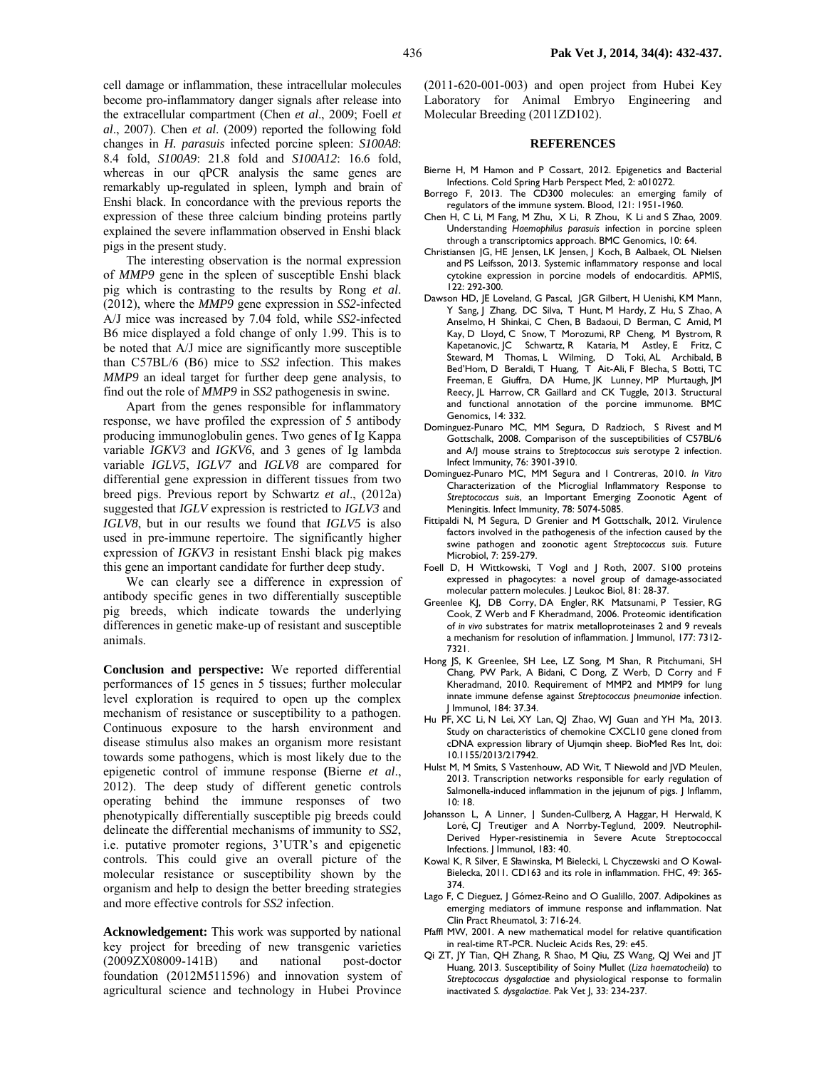cell damage or inflammation, these intracellular molecules become pro-inflammatory danger signals after release into the extracellular compartment (Chen *et al*., 2009; Foell *et al*., 2007). Chen *et al*. (2009) reported the following fold changes in *H. parasuis* infected porcine spleen: *S100A8*: 8.4 fold, *S100A9*: 21.8 fold and *S100A12*: 16.6 fold, whereas in our qPCR analysis the same genes are remarkably up-regulated in spleen, lymph and brain of Enshi black. In concordance with the previous reports the expression of these three calcium binding proteins partly explained the severe inflammation observed in Enshi black pigs in the present study.

The interesting observation is the normal expression of *MMP9* gene in the spleen of susceptible Enshi black pig which is contrasting to the results by Rong *et al*. (2012), where the *MMP9* gene expression in *SS2*-infected A/J mice was increased by 7.04 fold, while *SS2*-infected B6 mice displayed a fold change of only 1.99. This is to be noted that A/J mice are significantly more susceptible than C57BL/6 (B6) mice to *SS2* infection. This makes *MMP9* an ideal target for further deep gene analysis, to find out the role of *MMP9* in *SS2* pathogenesis in swine.

Apart from the genes responsible for inflammatory response, we have profiled the expression of 5 antibody producing immunoglobulin genes. Two genes of Ig Kappa variable *IGKV3* and *IGKV6*, and 3 genes of Ig lambda variable *IGLV5*, *IGLV7* and *IGLV8* are compared for differential gene expression in different tissues from two breed pigs. Previous report by Schwartz *et al*., (2012a) suggested that *IGLV* expression is restricted to *IGLV3* and *IGLV8*, but in our results we found that *IGLV5* is also used in pre-immune repertoire. The significantly higher expression of *IGKV3* in resistant Enshi black pig makes this gene an important candidate for further deep study.

We can clearly see a difference in expression of antibody specific genes in two differentially susceptible pig breeds, which indicate towards the underlying differences in genetic make-up of resistant and susceptible animals.

**Conclusion and perspective:** We reported differential performances of 15 genes in 5 tissues; further molecular level exploration is required to open up the complex mechanism of resistance or susceptibility to a pathogen. Continuous exposure to the harsh environment and disease stimulus also makes an organism more resistant towards some pathogens, which is most likely due to the epigenetic control of immune response **(**Bierne *et al*., 2012). The deep study of different genetic controls operating behind the immune responses of two phenotypically differentially susceptible pig breeds could delineate the differential mechanisms of immunity to *SS2*, i.e. putative promoter regions, 3'UTR's and epigenetic controls. This could give an overall picture of the molecular resistance or susceptibility shown by the organism and help to design the better breeding strategies and more effective controls for *SS2* infection.

**Acknowledgement:** This work was supported by national key project for breeding of new transgenic varieties (2009ZX08009-141B) and national post-doctor foundation (2012M511596) and innovation system of agricultural science and technology in Hubei Province (2011-620-001-003) and open project from Hubei Key Laboratory for Animal Embryo Engineering and Molecular Breeding (2011ZD102).

## REFERENCES

Bierne H, M Hamon and P Cossart, 2012. Epigenetics and Bacterial Infections. Cold Spring Harb Perspect Med, 2: a010272.

Borrego F, 2013. The CD300 molecules: an emerging family of regulators of the immune system. Blood, 121: 1951-1960.

Chen H, C Li, M Fang, M Zhu, X Li, R Zhou, K Li and S Zhao, 2009. Understanding *Haemophilus parasuis* infection in porcine spleen through a transcriptomics approach. BMC Genomics, 10: 64.

Christiansen JG, HE Jensen, LK Jensen, J Koch, B Aalbaek, OL Nielsen and PS Leifsson, 2013. Systemic inflammatory response and local cytokine expression in porcine models of endocarditis. APMIS, 122: 292-300.

Dawson HD, JE Loveland, G Pascal, JGR Gilbert, H Uenishi, KM Mann, Y Sang, J Zhang, DC Silva, T Hunt, M Hardy, Z Hu, S Zhao, A Anselmo, H Shinkai, C Chen, B Badaoui, D Berman, C Amid, M Kay, D Lloyd, C Snow, T Morozumi, RP Cheng, M Bystrom, R Kapetanovic, JC Schwartz, R Kataria, M Astley, E Fritz, C Steward, M Thomas, L Wilming, D Toki, AL Archibald, B Bed'Hom, D Beraldi, T Huang, T Ait-Ali, F Blecha, S Botti, TC Freeman, E Giuffra, DA Hume, JK Lunney, MP Murtaugh, JM Reecy, JL Harrow, CR Gaillard and CK Tuggle, 2013. Structural and functional annotation of the porcine immunome. BMC Genomics, 14: 332.

Dominguez-Punaro MC, MM Segura, D Radzioch, S Rivest and M Gottschalk, 2008. Comparison of the susceptibilities of C57BL/6 and A/J mouse strains to *Streptococcus suis* serotype 2 infection. Infect Immunity, 76: 3901-3910.

Dominguez-Punaro MC, MM Segura and I Contreras, 2010. *In Vitro* Characterization of the Microglial Inflammatory Response to *Streptococcus suis*, an Important Emerging Zoonotic Agent of Meningitis. Infect Immunity, 78: 5074-5085.

Fittipaldi N, M Segura, D Grenier and M Gottschalk, 2012. Virulence factors involved in the pathogenesis of the infection caused by the swine pathogen and zoonotic agent *Streptococcus suis*. Future Microbiol, 7: 259-279.

Foell D, H Wittkowski, T Vogl and J Roth, 2007. S100 proteins expressed in phagocytes: a novel group of damage-associated molecular pattern molecules. J Leukoc Biol, 81: 28-37.

Greenlee KJ, DB Corry, DA Engler, RK Matsunami, P Tessier, RG Cook, Z Werb and F Kheradmand, 2006. Proteomic identification of *in vivo* substrates for matrix metalloproteinases 2 and 9 reveals a mechanism for resolution of inflammation. J Immunol, 177: 7312-7321.

Hong JS, K Greenlee, SH Lee, LZ Song, M Shan, R Pitchumani, SH Chang, PW Park, A Bidani, C Dong, Z Werb, D Corry and F Kheradmand, 2010. Requirement of MMP2 and MMP9 for lung innate immune defense against *Streptococcus pneumoniae* infection. J Immunol, 184: 37.34.

Hu PF, XC Li, N Lei, XY Lan, QJ Zhao, WJ Guan and YH Ma, 2013. Study on characteristics of chemokine CXCL10 gene cloned from cDNA expression library of Ujumqin sheep. BioMed Res Int, doi: 10.1155/2013/217942.

Hulst M, M Smits, S Vastenhouw, AD Wit, T Niewold and JVD Meulen, 2013. Transcription networks responsible for early regulation of Salmonella-induced inflammation in the jejunum of pigs. J Inflamm, 10: 18.

Johansson L, A Linner, J Sunden-Cullberg, A Haggar, H Herwald, K Loré, CJ Treutiger and A Norrby-Teglund, 2009. Neutrophil-Derived Hyper-resistinemia in Severe Acute Streptococcal Infections. J Immunol, 183: 40.

Kowal K, R Silver, E Sławinska, M Bielecki, L Chyczewski and O Kowal-Bielecka, 2011. CD163 and its role in inflammation. FHC, 49: 365-374.

Lago F, C Dieguez, J Gómez-Reino and O Gualillo, 2007. Adipokines as emerging mediators of immune response and inflammation. Nat Clin Pract Rheumatol, 3: 716-24.

Pfaffl MW, 2001. A new mathematical model for relative quantification in real-time RT-PCR. Nucleic Acids Res, 29: e45.

Qi ZT, JY Tian, QH Zhang, R Shao, M Qiu, ZS Wang, QJ Wei and JT Huang, 2013. Susceptibility of Soiny Mullet (*Liza haematocheila*) to *Streptococcus dysgalactiae* and physiological response to formalin inactivated *S. dysgalactiae*. Pak Vet J, 33: 234-237.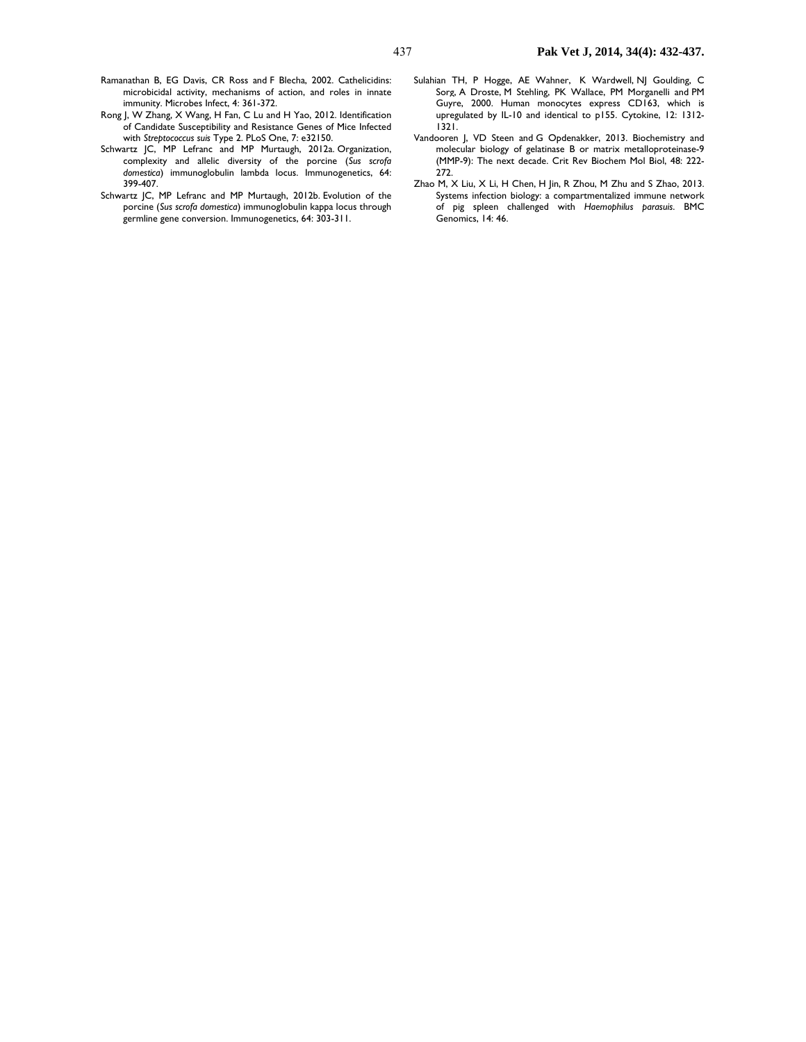Ramanathan B, EG Davis, CR Ross and F Blecha, 2002. Cathelicidins: microbicidal activity, mechanisms of action, and roles in innate immunity. Microbes Infect, 4: 361-372.

Rong J, W Zhang, X Wang, H Fan, C Lu and H Yao, 2012. Identification of Candidate Susceptibility and Resistance Genes of Mice Infected with *Streptococcus suis* Type 2. PLoS One, 7: e32150.

Schwartz JC, MP Lefranc and MP Murtaugh, 2012a. Organization, complexity and allelic diversity of the porcine (*Sus scrofa domestica*) immunoglobulin lambda locus. Immunogenetics, 64: 399-407.

Schwartz JC, MP Lefranc and MP Murtaugh, 2012b. Evolution of the porcine (*Sus scrofa domestica*) immunoglobulin kappa locus through germline gene conversion. Immunogenetics, 64: 303-311.

Sulahian TH, P Hogge, AE Wahner, K Wardwell, NJ Goulding, C Sorg, A Droste, M Stehling, PK Wallace, PM Morganelli and PM Guyre, 2000. Human monocytes express CD163, which is upregulated by IL-10 and identical to p155. Cytokine, 12: 1312-1321.

Vandooren J, VD Steen and G Opdenakker, 2013. Biochemistry and molecular biology of gelatinase B or matrix metalloproteinase-9 (MMP-9): The next decade. Crit Rev Biochem Mol Biol, 48: 222-272.

Zhao M, X Liu, X Li, H Chen, H Jin, R Zhou, M Zhu and S Zhao, 2013. Systems infection biology: a compartmentalized immune network of pig spleen challenged with *Haemophilus parasuis*. BMC Genomics, 14: 46.